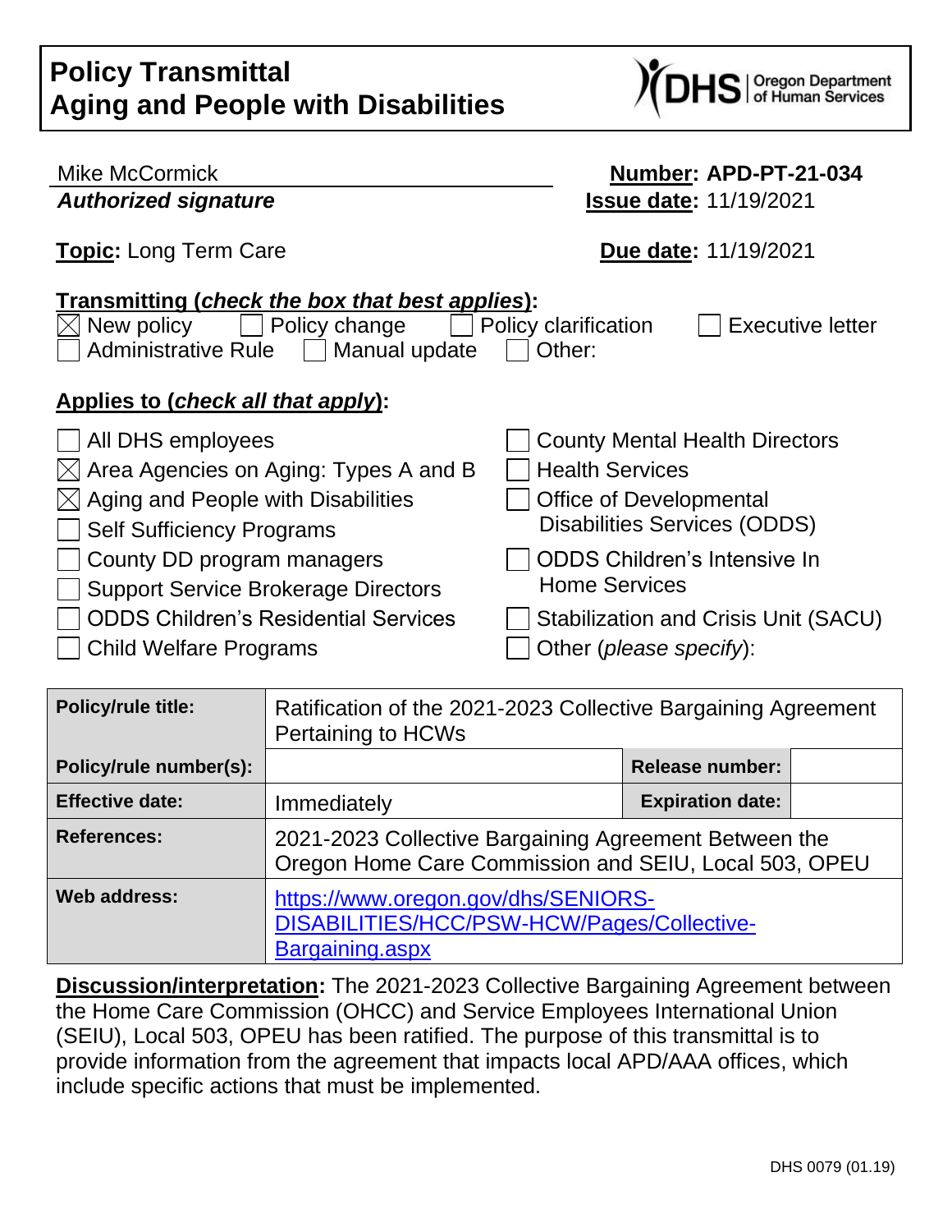# Policy Transmittal
# Aging and People with Disabilities

DHS | Oregon Department of Human Services

Mike McCormick
***Authorized signature***

**Number: APD-PT-21-034**
**Issue date:** 11/19/2021

**Topic:** Long Term Care

**Due date:** 11/19/2021

**Transmitting (*check the box that best applies*):**

- ☒ New policy
- ☐ Policy change
- ☐ Policy clarification
- ☐ Executive letter
- ☐ Administrative Rule
- ☐ Manual update
- ☐ Other:

**Applies to (*check all that apply*):**

- ☐ All DHS employees
- ☒ Area Agencies on Aging: Types A and B
- ☒ Aging and People with Disabilities
- ☐ Self Sufficiency Programs
- ☐ County DD program managers
- ☐ Support Service Brokerage Directors
- ☐ ODDS Children's Residential Services
- ☐ Child Welfare Programs
- ☐ County Mental Health Directors
- ☐ Health Services
- ☐ Office of Developmental Disabilities Services (ODDS)
- ☐ ODDS Children's Intensive In Home Services
- ☐ Stabilization and Crisis Unit (SACU)
- ☐ Other (*please specify*):

| **Policy/rule title:** | Ratification of the 2021-2023 Collective Bargaining Agreement Pertaining to HCWs | | |
|---|---|---|---|
| **Policy/rule number(s):** | | **Release number:** | |
| **Effective date:** | Immediately | **Expiration date:** | |
| **References:** | 2021-2023 Collective Bargaining Agreement Between the Oregon Home Care Commission and SEIU, Local 503, OPEU | | |
| **Web address:** | https://www.oregon.gov/dhs/SENIORS-DISABILITIES/HCC/PSW-HCW/Pages/Collective-Bargaining.aspx | | |

**Discussion/interpretation:** The 2021-2023 Collective Bargaining Agreement between the Home Care Commission (OHCC) and Service Employees International Union (SEIU), Local 503, OPEU has been ratified. The purpose of this transmittal is to provide information from the agreement that impacts local APD/AAA offices, which include specific actions that must be implemented.

DHS 0079 (01.19)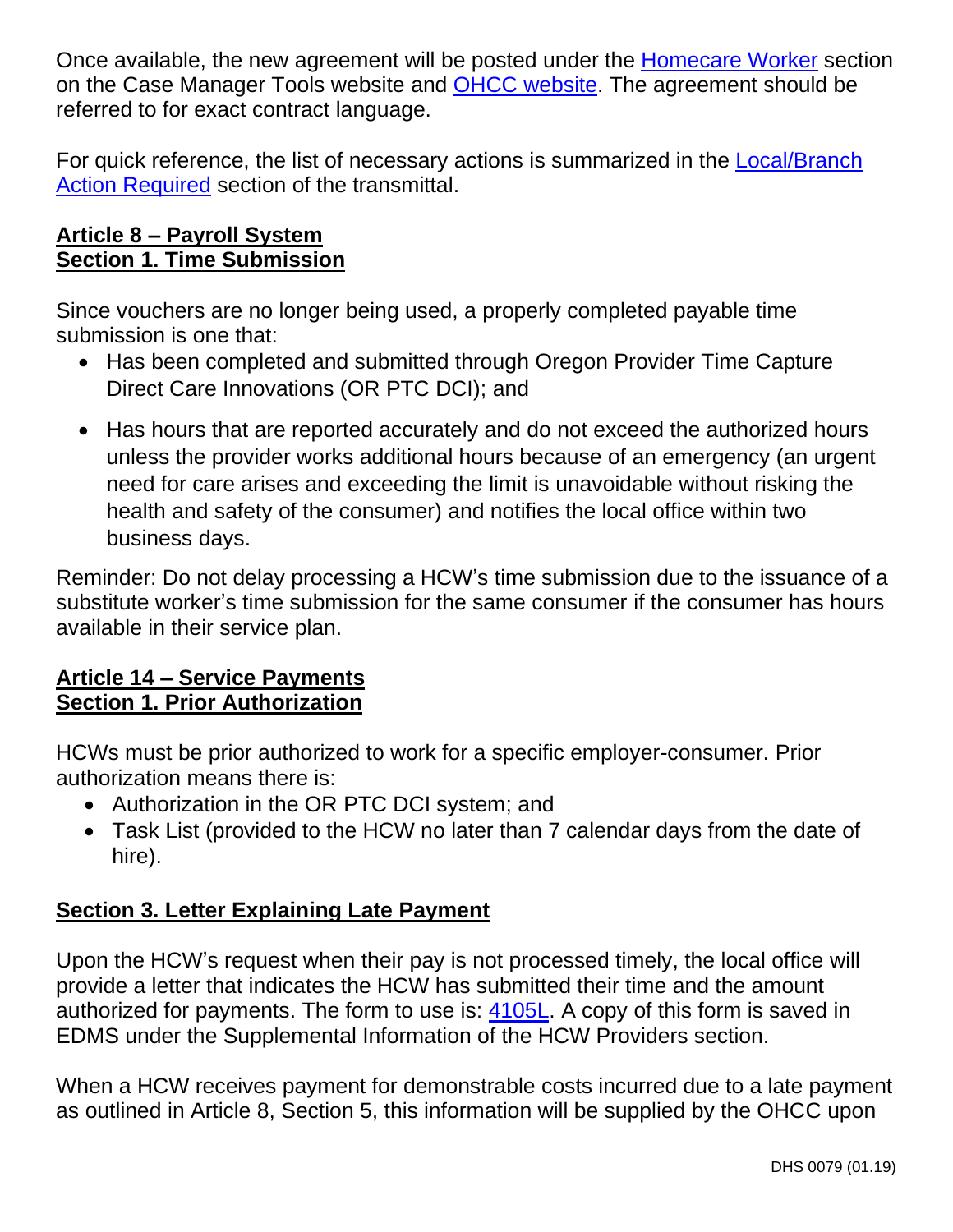Once available, the new agreement will be posted under the Homecare Worker section on the Case Manager Tools website and OHCC website. The agreement should be referred to for exact contract language.

For quick reference, the list of necessary actions is summarized in the Local/Branch Action Required section of the transmittal.

**Article 8 – Payroll System**
**Section 1. Time Submission**

Since vouchers are no longer being used, a properly completed payable time submission is one that:

- Has been completed and submitted through Oregon Provider Time Capture Direct Care Innovations (OR PTC DCI); and
- Has hours that are reported accurately and do not exceed the authorized hours unless the provider works additional hours because of an emergency (an urgent need for care arises and exceeding the limit is unavoidable without risking the health and safety of the consumer) and notifies the local office within two business days.

Reminder: Do not delay processing a HCW's time submission due to the issuance of a substitute worker's time submission for the same consumer if the consumer has hours available in their service plan.

**Article 14 – Service Payments**
**Section 1. Prior Authorization**

HCWs must be prior authorized to work for a specific employer-consumer. Prior authorization means there is:

- Authorization in the OR PTC DCI system; and
- Task List (provided to the HCW no later than 7 calendar days from the date of hire).

**Section 3. Letter Explaining Late Payment**

Upon the HCW's request when their pay is not processed timely, the local office will provide a letter that indicates the HCW has submitted their time and the amount authorized for payments. The form to use is: 4105L. A copy of this form is saved in EDMS under the Supplemental Information of the HCW Providers section.

When a HCW receives payment for demonstrable costs incurred due to a late payment as outlined in Article 8, Section 5, this information will be supplied by the OHCC upon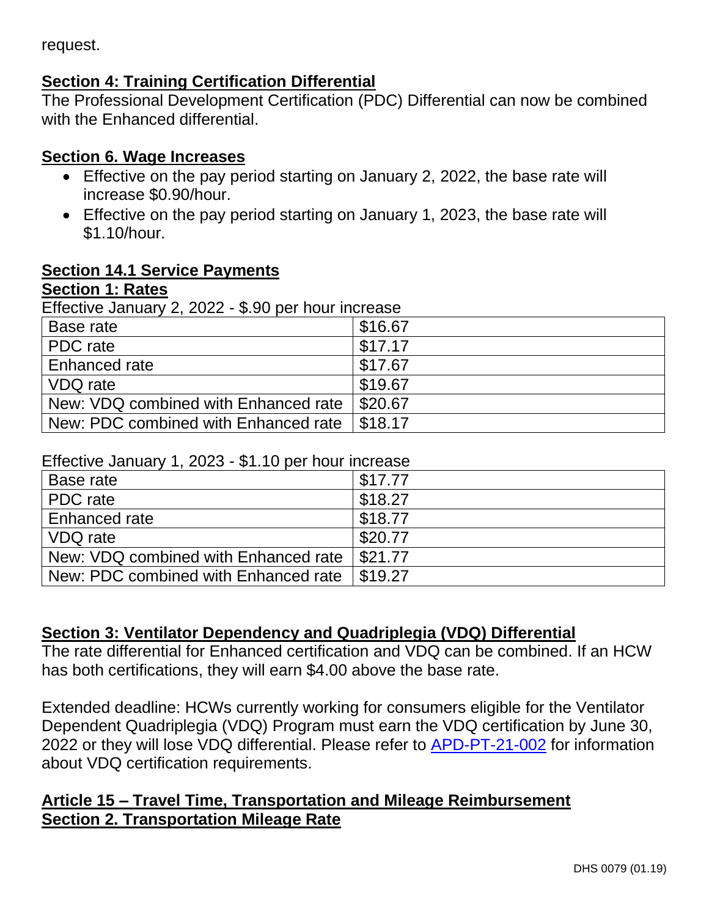request.

**Section 4: Training Certification Differential**

The Professional Development Certification (PDC) Differential can now be combined with the Enhanced differential.

**Section 6. Wage Increases**

- Effective on the pay period starting on January 2, 2022, the base rate will increase $0.90/hour.
- Effective on the pay period starting on January 1, 2023, the base rate will $1.10/hour.

**Section 14.1 Service Payments**

**Section 1: Rates**

Effective January 2, 2022 - $.90 per hour increase

| | |
|---|---|
| Base rate | $16.67 |
| PDC rate | $17.17 |
| Enhanced rate | $17.67 |
| VDQ rate | $19.67 |
| New: VDQ combined with Enhanced rate | $20.67 |
| New: PDC combined with Enhanced rate | $18.17 |

Effective January 1, 2023 - $1.10 per hour increase

| | |
|---|---|
| Base rate | $17.77 |
| PDC rate | $18.27 |
| Enhanced rate | $18.77 |
| VDQ rate | $20.77 |
| New: VDQ combined with Enhanced rate | $21.77 |
| New: PDC combined with Enhanced rate | $19.27 |

**Section 3: Ventilator Dependency and Quadriplegia (VDQ) Differential**

The rate differential for Enhanced certification and VDQ can be combined. If an HCW has both certifications, they will earn $4.00 above the base rate.

Extended deadline: HCWs currently working for consumers eligible for the Ventilator Dependent Quadriplegia (VDQ) Program must earn the VDQ certification by June 30, 2022 or they will lose VDQ differential. Please refer to APD-PT-21-002 for information about VDQ certification requirements.

**Article 15 – Travel Time, Transportation and Mileage Reimbursement**

**Section 2. Transportation Mileage Rate**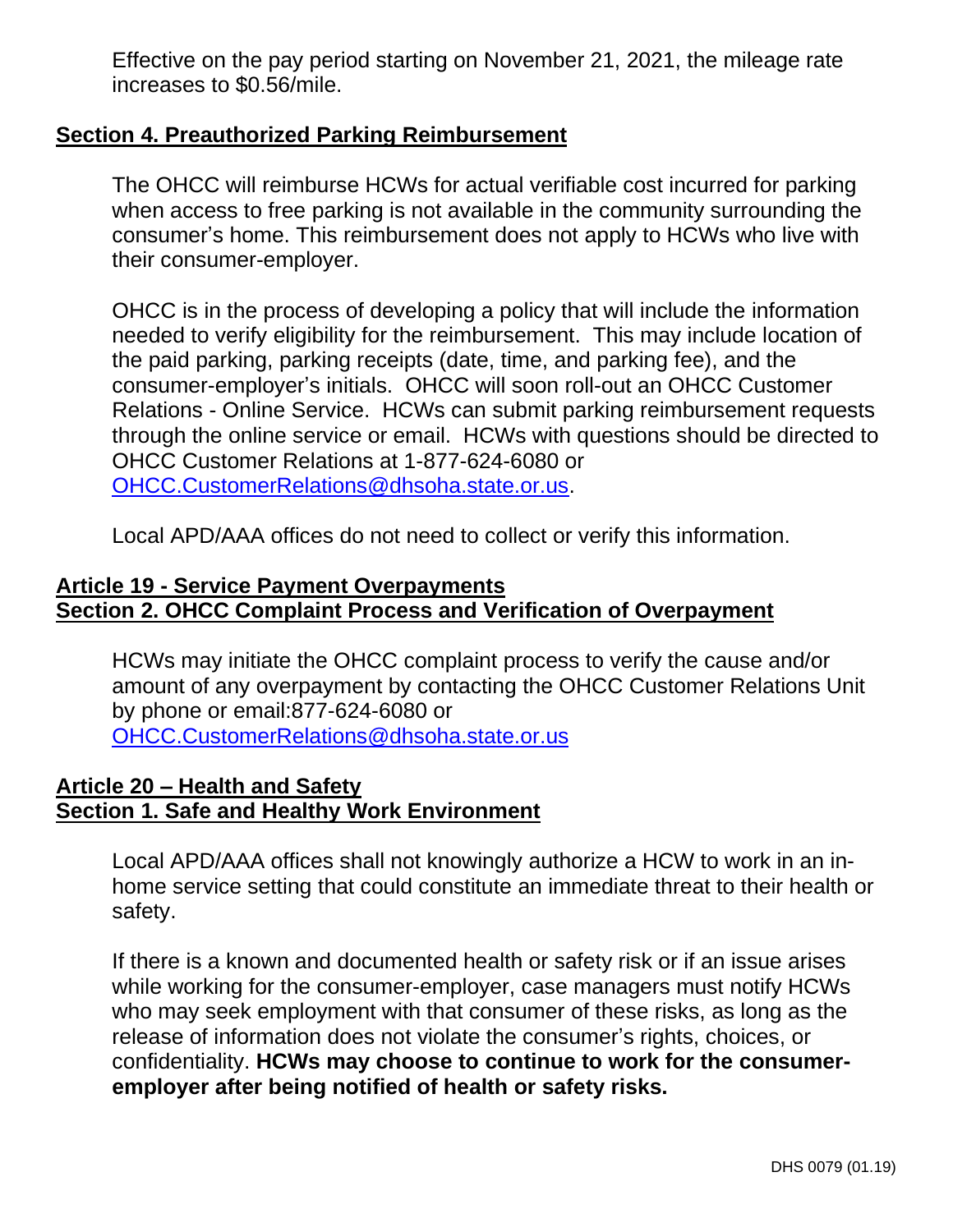Effective on the pay period starting on November 21, 2021, the mileage rate increases to $0.56/mile.

**Section 4. Preauthorized Parking Reimbursement**

The OHCC will reimburse HCWs for actual verifiable cost incurred for parking when access to free parking is not available in the community surrounding the consumer's home. This reimbursement does not apply to HCWs who live with their consumer-employer.

OHCC is in the process of developing a policy that will include the information needed to verify eligibility for the reimbursement. This may include location of the paid parking, parking receipts (date, time, and parking fee), and the consumer-employer's initials. OHCC will soon roll-out an OHCC Customer Relations - Online Service. HCWs can submit parking reimbursement requests through the online service or email. HCWs with questions should be directed to OHCC Customer Relations at 1-877-624-6080 or [OHCC.CustomerRelations@dhsoha.state.or.us](mailto:OHCC.CustomerRelations@dhsoha.state.or.us).

Local APD/AAA offices do not need to collect or verify this information.

**Article 19 - Service Payment Overpayments**
**Section 2. OHCC Complaint Process and Verification of Overpayment**

HCWs may initiate the OHCC complaint process to verify the cause and/or amount of any overpayment by contacting the OHCC Customer Relations Unit by phone or email:877-624-6080 or [OHCC.CustomerRelations@dhsoha.state.or.us](mailto:OHCC.CustomerRelations@dhsoha.state.or.us)

**Article 20 – Health and Safety**
**Section 1. Safe and Healthy Work Environment**

Local APD/AAA offices shall not knowingly authorize a HCW to work in an in-home service setting that could constitute an immediate threat to their health or safety.

If there is a known and documented health or safety risk or if an issue arises while working for the consumer-employer, case managers must notify HCWs who may seek employment with that consumer of these risks, as long as the release of information does not violate the consumer's rights, choices, or confidentiality. **HCWs may choose to continue to work for the consumer-employer after being notified of health or safety risks.**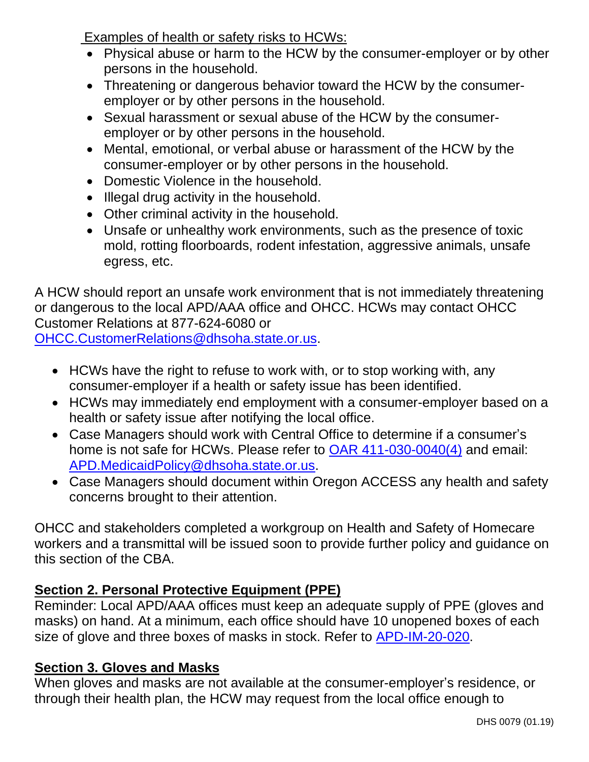Examples of health or safety risks to HCWs:

- Physical abuse or harm to the HCW by the consumer-employer or by other persons in the household.
- Threatening or dangerous behavior toward the HCW by the consumer-employer or by other persons in the household.
- Sexual harassment or sexual abuse of the HCW by the consumer-employer or by other persons in the household.
- Mental, emotional, or verbal abuse or harassment of the HCW by the consumer-employer or by other persons in the household.
- Domestic Violence in the household.
- Illegal drug activity in the household.
- Other criminal activity in the household.
- Unsafe or unhealthy work environments, such as the presence of toxic mold, rotting floorboards, rodent infestation, aggressive animals, unsafe egress, etc.

A HCW should report an unsafe work environment that is not immediately threatening or dangerous to the local APD/AAA office and OHCC. HCWs may contact OHCC Customer Relations at 877-624-6080 or OHCC.CustomerRelations@dhsoha.state.or.us.

- HCWs have the right to refuse to work with, or to stop working with, any consumer-employer if a health or safety issue has been identified.
- HCWs may immediately end employment with a consumer-employer based on a health or safety issue after notifying the local office.
- Case Managers should work with Central Office to determine if a consumer's home is not safe for HCWs. Please refer to OAR 411-030-0040(4) and email: APD.MedicaidPolicy@dhsoha.state.or.us.
- Case Managers should document within Oregon ACCESS any health and safety concerns brought to their attention.

OHCC and stakeholders completed a workgroup on Health and Safety of Homecare workers and a transmittal will be issued soon to provide further policy and guidance on this section of the CBA.

## Section 2. Personal Protective Equipment (PPE)

Reminder: Local APD/AAA offices must keep an adequate supply of PPE (gloves and masks) on hand. At a minimum, each office should have 10 unopened boxes of each size of glove and three boxes of masks in stock. Refer to APD-IM-20-020.

## Section 3. Gloves and Masks

When gloves and masks are not available at the consumer-employer's residence, or through their health plan, the HCW may request from the local office enough to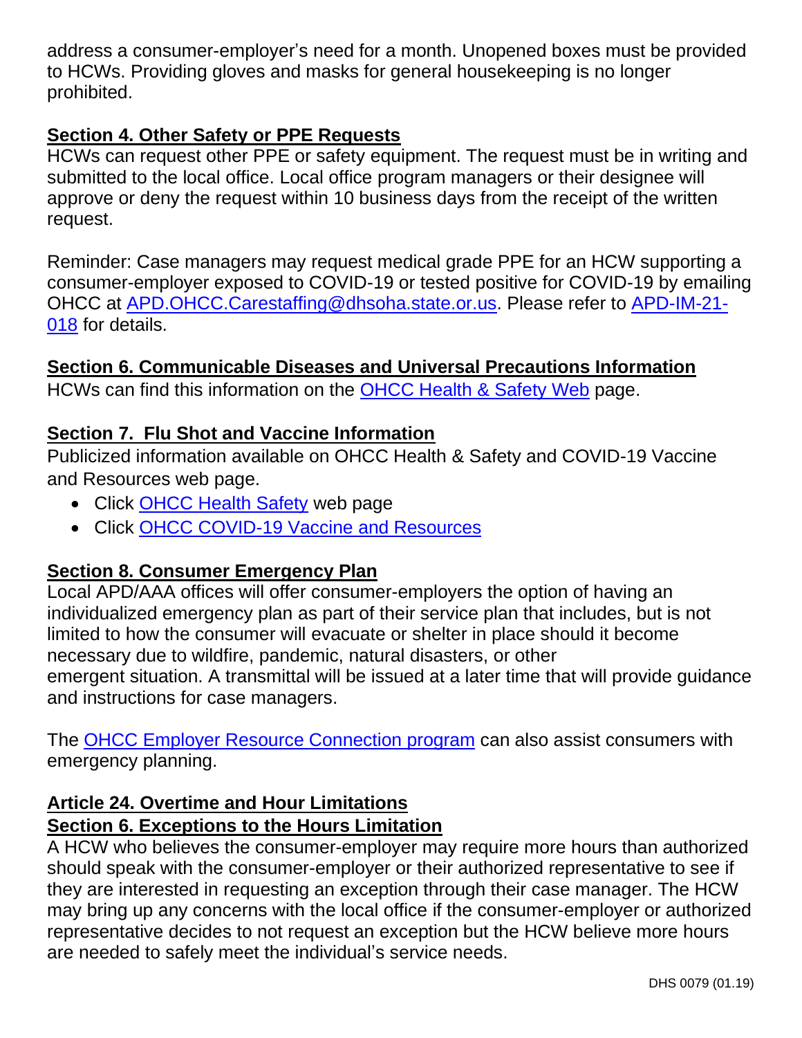address a consumer-employer's need for a month. Unopened boxes must be provided to HCWs. Providing gloves and masks for general housekeeping is no longer prohibited.

**Section 4. Other Safety or PPE Requests**

HCWs can request other PPE or safety equipment. The request must be in writing and submitted to the local office. Local office program managers or their designee will approve or deny the request within 10 business days from the receipt of the written request.

Reminder: Case managers may request medical grade PPE for an HCW supporting a consumer-employer exposed to COVID-19 or tested positive for COVID-19 by emailing OHCC at [APD.OHCC.Carestaffing@dhsoha.state.or.us](mailto:APD.OHCC.Carestaffing@dhsoha.state.or.us). Please refer to [APD-IM-21-018]() for details.

**Section 6. Communicable Diseases and Universal Precautions Information**

HCWs can find this information on the [OHCC Health & Safety Web]() page.

**Section 7. Flu Shot and Vaccine Information**

Publicized information available on OHCC Health & Safety and COVID-19 Vaccine and Resources web page.

- Click [OHCC Health Safety]() web page
- Click [OHCC COVID-19 Vaccine and Resources]()

**Section 8. Consumer Emergency Plan**

Local APD/AAA offices will offer consumer-employers the option of having an individualized emergency plan as part of their service plan that includes, but is not limited to how the consumer will evacuate or shelter in place should it become necessary due to wildfire, pandemic, natural disasters, or other emergent situation. A transmittal will be issued at a later time that will provide guidance and instructions for case managers.

The [OHCC Employer Resource Connection program]() can also assist consumers with emergency planning.

**Article 24. Overtime and Hour Limitations**

**Section 6. Exceptions to the Hours Limitation**

A HCW who believes the consumer-employer may require more hours than authorized should speak with the consumer-employer or their authorized representative to see if they are interested in requesting an exception through their case manager. The HCW may bring up any concerns with the local office if the consumer-employer or authorized representative decides to not request an exception but the HCW believe more hours are needed to safely meet the individual's service needs.

DHS 0079 (01.19)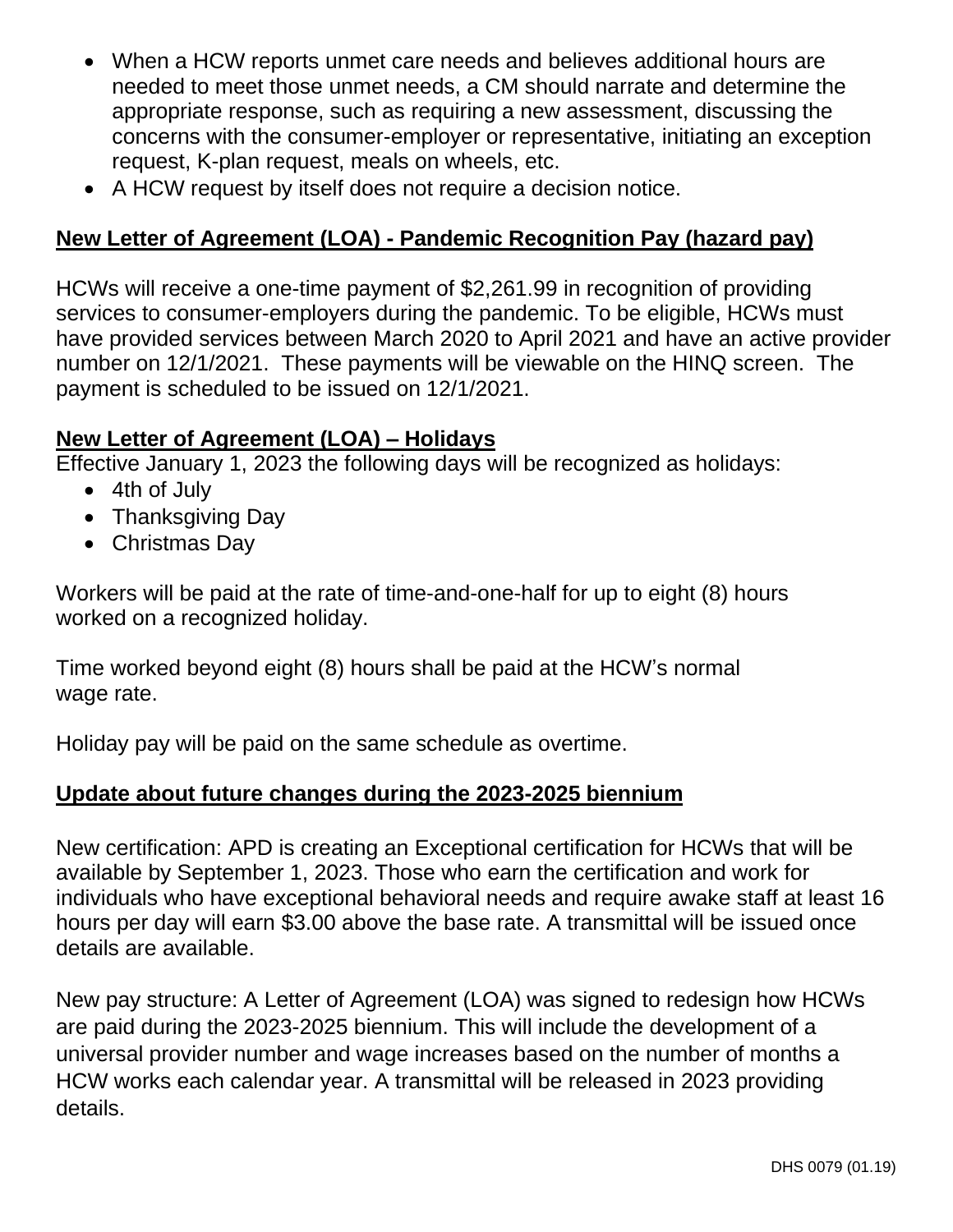- When a HCW reports unmet care needs and believes additional hours are needed to meet those unmet needs, a CM should narrate and determine the appropriate response, such as requiring a new assessment, discussing the concerns with the consumer-employer or representative, initiating an exception request, K-plan request, meals on wheels, etc.
- A HCW request by itself does not require a decision notice.

**New Letter of Agreement (LOA) - Pandemic Recognition Pay (hazard pay)**

HCWs will receive a one-time payment of $2,261.99 in recognition of providing services to consumer-employers during the pandemic. To be eligible, HCWs must have provided services between March 2020 to April 2021 and have an active provider number on 12/1/2021. These payments will be viewable on the HINQ screen. The payment is scheduled to be issued on 12/1/2021.

**New Letter of Agreement (LOA) – Holidays**

Effective January 1, 2023 the following days will be recognized as holidays:

- 4th of July
- Thanksgiving Day
- Christmas Day

Workers will be paid at the rate of time-and-one-half for up to eight (8) hours worked on a recognized holiday.

Time worked beyond eight (8) hours shall be paid at the HCW's normal wage rate.

Holiday pay will be paid on the same schedule as overtime.

**Update about future changes during the 2023-2025 biennium**

New certification: APD is creating an Exceptional certification for HCWs that will be available by September 1, 2023. Those who earn the certification and work for individuals who have exceptional behavioral needs and require awake staff at least 16 hours per day will earn $3.00 above the base rate. A transmittal will be issued once details are available.

New pay structure: A Letter of Agreement (LOA) was signed to redesign how HCWs are paid during the 2023-2025 biennium. This will include the development of a universal provider number and wage increases based on the number of months a HCW works each calendar year. A transmittal will be released in 2023 providing details.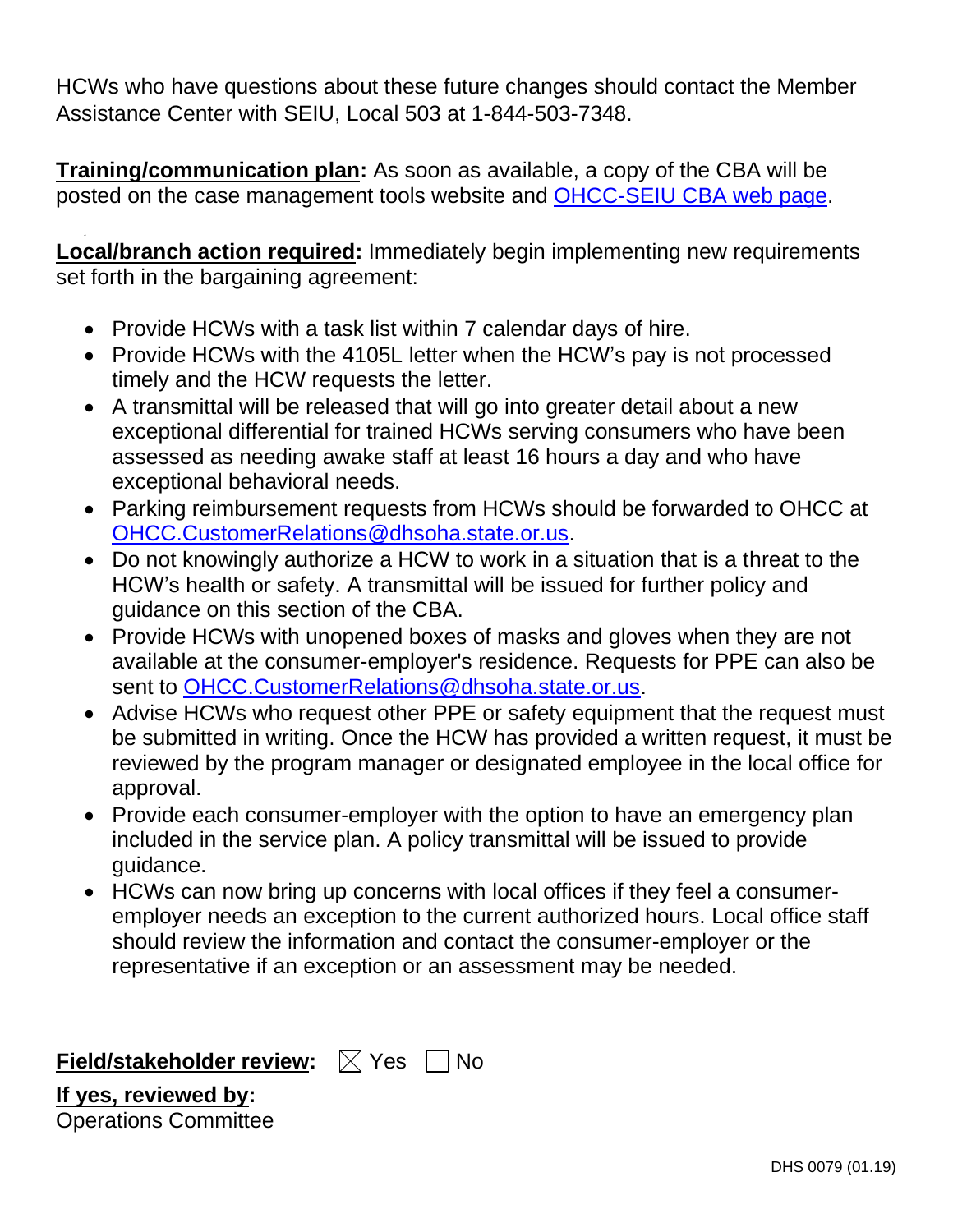HCWs who have questions about these future changes should contact the Member Assistance Center with SEIU, Local 503 at 1-844-503-7348.

**Training/communication plan:** As soon as available, a copy of the CBA will be posted on the case management tools website and [OHCC-SEIU CBA web page](OHCC-SEIU CBA web page).

**Local/branch action required:** Immediately begin implementing new requirements set forth in the bargaining agreement:

- Provide HCWs with a task list within 7 calendar days of hire.
- Provide HCWs with the 4105L letter when the HCW's pay is not processed timely and the HCW requests the letter.
- A transmittal will be released that will go into greater detail about a new exceptional differential for trained HCWs serving consumers who have been assessed as needing awake staff at least 16 hours a day and who have exceptional behavioral needs.
- Parking reimbursement requests from HCWs should be forwarded to OHCC at OHCC.CustomerRelations@dhsoha.state.or.us.
- Do not knowingly authorize a HCW to work in a situation that is a threat to the HCW's health or safety. A transmittal will be issued for further policy and guidance on this section of the CBA.
- Provide HCWs with unopened boxes of masks and gloves when they are not available at the consumer-employer's residence. Requests for PPE can also be sent to OHCC.CustomerRelations@dhsoha.state.or.us.
- Advise HCWs who request other PPE or safety equipment that the request must be submitted in writing. Once the HCW has provided a written request, it must be reviewed by the program manager or designated employee in the local office for approval.
- Provide each consumer-employer with the option to have an emergency plan included in the service plan. A policy transmittal will be issued to provide guidance.
- HCWs can now bring up concerns with local offices if they feel a consumer-employer needs an exception to the current authorized hours. Local office staff should review the information and contact the consumer-employer or the representative if an exception or an assessment may be needed.

**Field/stakeholder review:** ☒ Yes ☐ No

**If yes, reviewed by:**
Operations Committee

DHS 0079 (01.19)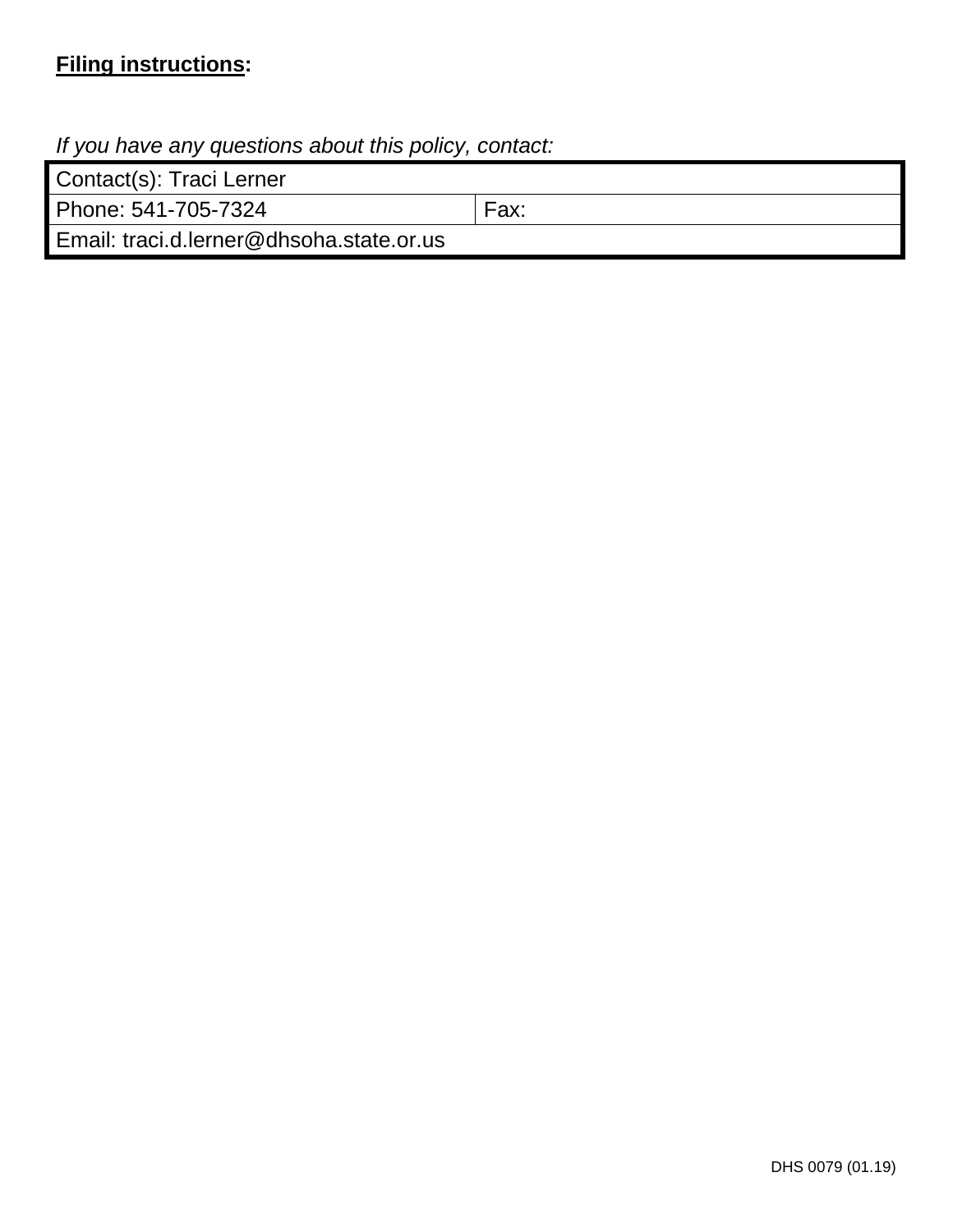**Filing instructions:**

*If you have any questions about this policy, contact:*

| | |
|---|---|
| Contact(s): Traci Lerner | |
| Phone: 541-705-7324 | Fax: |
| Email: traci.d.lerner@dhsoha.state.or.us | |

DHS 0079 (01.19)